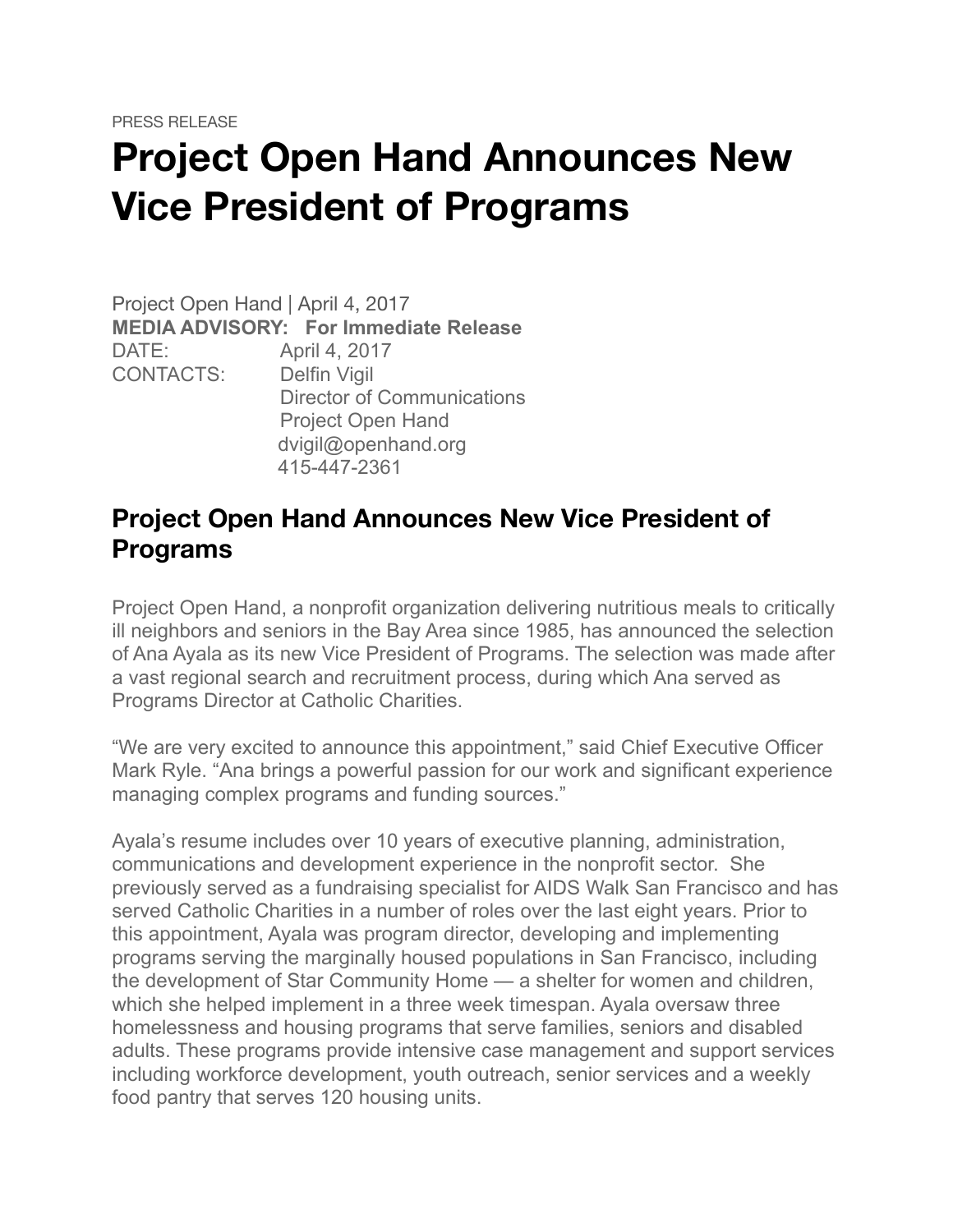PRESS RELEASE

# Project Open Hand Announces New Vice President of Programs

Project Open Hand | April 4, 2017

**MEDIA ADVISORY: For Immediate Release**

DATE: April 4, 2017

CONTACTS: Delfin Vigil
Director of Communications
Project Open Hand
dvigil@openhand.org
415-447-2361

## Project Open Hand Announces New Vice President of Programs

Project Open Hand, a nonprofit organization delivering nutritious meals to critically ill neighbors and seniors in the Bay Area since 1985, has announced the selection of Ana Ayala as its new Vice President of Programs. The selection was made after a vast regional search and recruitment process, during which Ana served as Programs Director at Catholic Charities.

"We are very excited to announce this appointment," said Chief Executive Officer Mark Ryle. "Ana brings a powerful passion for our work and significant experience managing complex programs and funding sources."

Ayala's resume includes over 10 years of executive planning, administration, communications and development experience in the nonprofit sector. She previously served as a fundraising specialist for AIDS Walk San Francisco and has served Catholic Charities in a number of roles over the last eight years. Prior to this appointment, Ayala was program director, developing and implementing programs serving the marginally housed populations in San Francisco, including the development of Star Community Home — a shelter for women and children, which she helped implement in a three week timespan. Ayala oversaw three homelessness and housing programs that serve families, seniors and disabled adults. These programs provide intensive case management and support services including workforce development, youth outreach, senior services and a weekly food pantry that serves 120 housing units.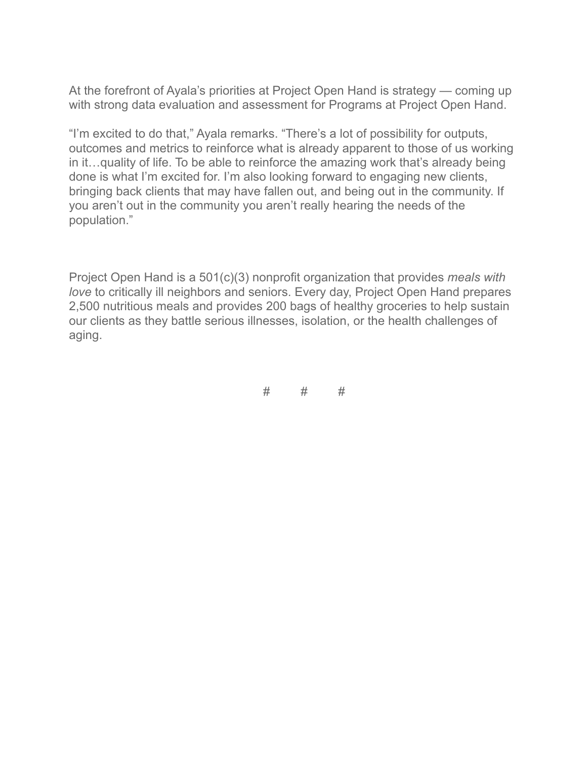At the forefront of Ayala's priorities at Project Open Hand is strategy — coming up with strong data evaluation and assessment for Programs at Project Open Hand.

"I'm excited to do that," Ayala remarks. "There's a lot of possibility for outputs, outcomes and metrics to reinforce what is already apparent to those of us working in it…quality of life. To be able to reinforce the amazing work that's already being done is what I'm excited for. I'm also looking forward to engaging new clients, bringing back clients that may have fallen out, and being out in the community. If you aren't out in the community you aren't really hearing the needs of the population."

Project Open Hand is a 501(c)(3) nonprofit organization that provides *meals with love* to critically ill neighbors and seniors. Every day, Project Open Hand prepares 2,500 nutritious meals and provides 200 bags of healthy groceries to help sustain our clients as they battle serious illnesses, isolation, or the health challenges of aging.

\# # #